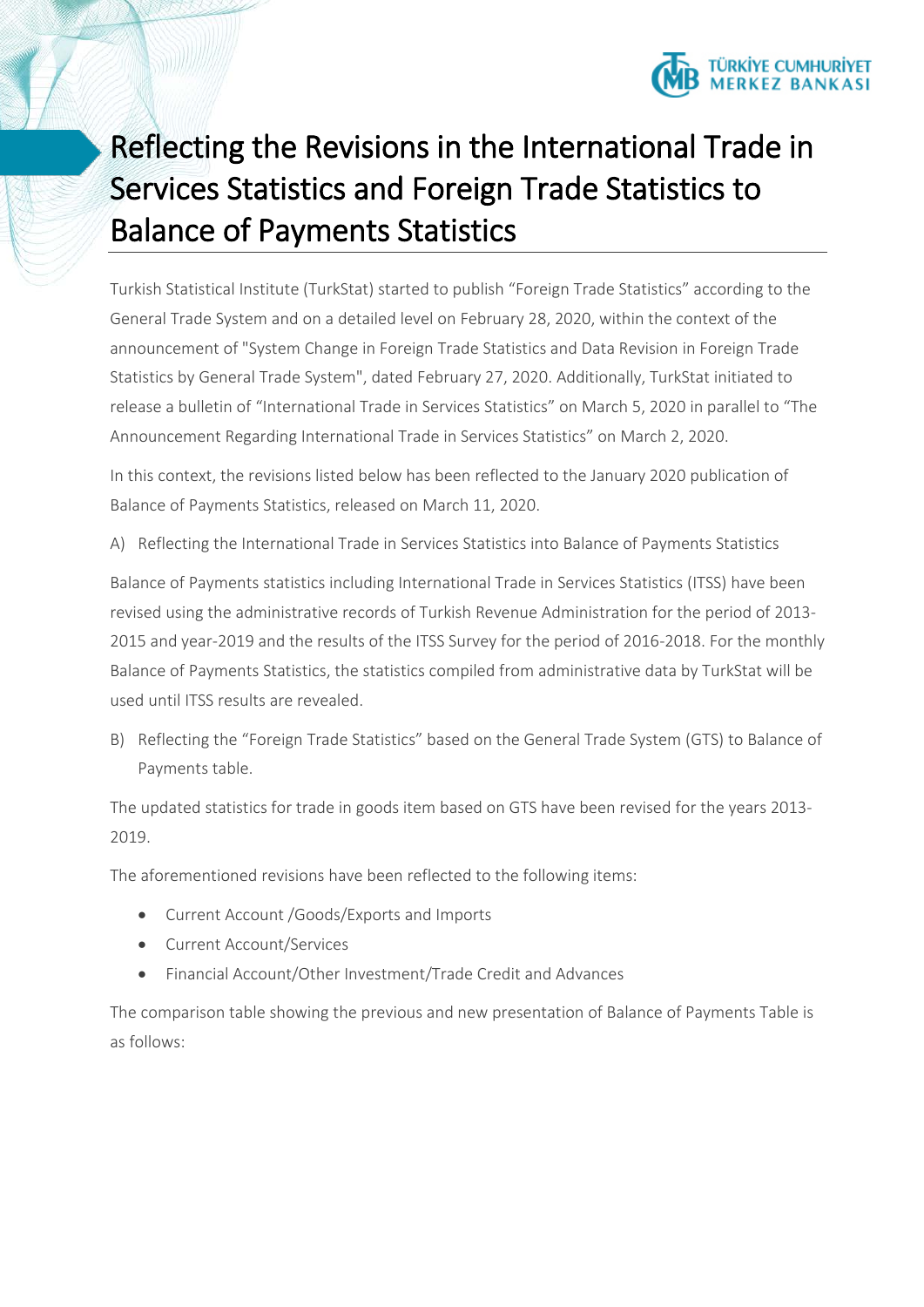# Reflecting the Revisions in the International Trade in Services Statistics and Foreign Trade Statistics to Balance of Payments Statistics

Turkish Statistical Institute (TurkStat) started to publish "Foreign Trade Statistics" according to the General Trade System and on a detailed level on February 28, 2020, within the context of the announcement of "System Change in Foreign Trade Statistics and Data Revision in Foreign Trade Statistics by General Trade System", dated February 27, 2020. Additionally, TurkStat initiated to release a bulletin of "International Trade in Services Statistics" on March 5, 2020 in parallel to "The Announcement Regarding International Trade in Services Statistics" on March 2, 2020.

In this context, the revisions listed below has been reflected to the January 2020 publication of Balance of Payments Statistics, released on March 11, 2020.

A) Reflecting the International Trade in Services Statistics into Balance of Payments Statistics

Balance of Payments statistics including International Trade in Services Statistics (ITSS) have been revised using the administrative records of Turkish Revenue Administration for the period of 2013-2015 and year-2019 and the results of the ITSS Survey for the period of 2016-2018. For the monthly Balance of Payments Statistics, the statistics compiled from administrative data by TurkStat will be used until ITSS results are revealed.

B) Reflecting the "Foreign Trade Statistics" based on the General Trade System (GTS) to Balance of Payments table.

The updated statistics for trade in goods item based on GTS have been revised for the years 2013-2019.

The aforementioned revisions have been reflected to the following items:

- Current Account /Goods/Exports and Imports
- Current Account/Services
- Financial Account/Other Investment/Trade Credit and Advances

The comparison table showing the previous and new presentation of Balance of Payments Table is as follows: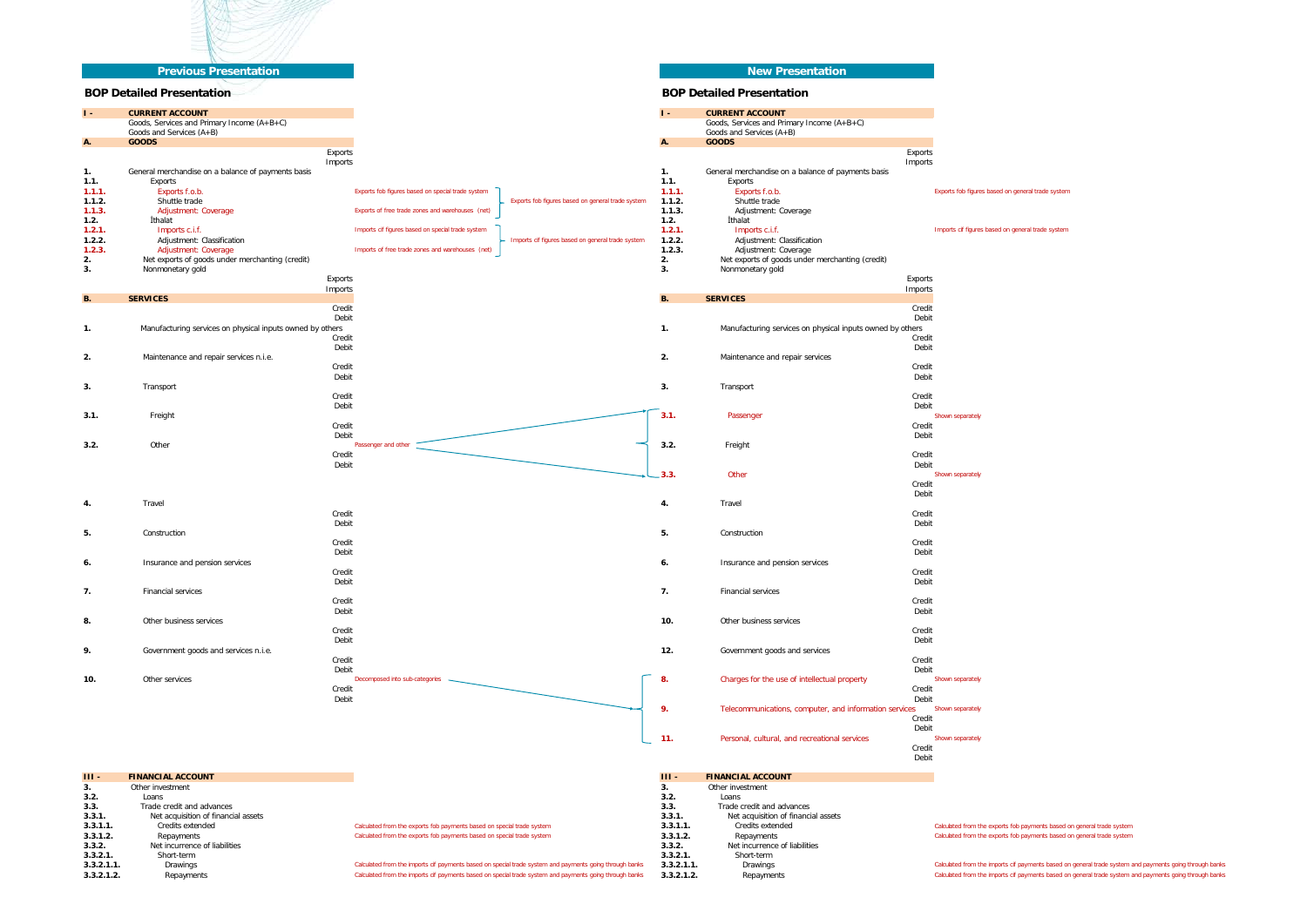## Previous Presentation

### BOP Detailed Presentation

| | | | |
|---|---|---|---|
| **I -** | **CURRENT ACCOUNT** | | |
| | Goods, Services and Primary Income (A+B+C) | | |
| | Goods and Services (A+B) | | |
| **A.** | **GOODS** | | |
| | | Exports | |
| | | Imports | |
| **1.** | General merchandise on a balance of payments basis | | |
| **1.1.** | Exports | | |
| **1.1.1.** | Exports f.o.b. | | Exports fob figures based on special trade system |
| **1.1.2.** | Shuttle trade | | Exports fob figures based on general trade system |
| **1.1.3.** | Adjustment: Coverage | | Exports of free trade zones and warehouses (net) |
| **1.2.** | İthalat | | |
| **1.2.1.** | Imports c.i.f. | | Imports of figures based on special trade system |
| **1.2.2.** | Adjustment: Classification | | Imports cif figures based on general trade system |
| **1.2.3.** | Adjustment: Coverage | | Imports of free trade zones and warehouses (net) |
| **2.** | Net exports of goods under merchanting (credit) | | |
| **3.** | Nonmonetary gold | | |
| | | Exports | |
| | | Imports | |
| **B.** | **SERVICES** | | |
| | | Credit | |
| | | Debit | |
| **1.** | Manufacturing services on physical inputs owned by others | | |
| | | Credit | |
| | | Debit | |
| **2.** | Maintenance and repair services n.i.e. | | |
| | | Credit | |
| | | Debit | |
| **3.** | Transport | | |
| | | Credit | |
| | | Debit | |
| **3.1.** | Freight | | |
| | | Credit | |
| | | Debit | |
| **3.2.** | Other | | Passenger and other |
| | | Credit | |
| | | Debit | |
| **4.** | Travel | | |
| | | Credit | |
| | | Debit | |
| **5.** | Construction | | |
| | | Credit | |
| | | Debit | |
| **6.** | Insurance and pension services | | |
| | | Credit | |
| | | Debit | |
| **7.** | Financial services | | |
| | | Credit | |
| | | Debit | |
| **8.** | Other business services | | |
| | | Credit | |
| | | Debit | |
| **9.** | Government goods and services n.i.e. | | |
| | | Credit | |
| | | Debit | |
| **10.** | Other services | | Decomposed into sub-categories |
| | | Credit | |
| | | Debit | |

| | | |
|---|---|---|
| **III -** | **FINANCIAL ACCOUNT** | |
| **3.** | Other investment | |
| **3.2.** | Loans | |
| **3.3.** | Trade credit and advances | |
| **3.3.1.** | Net acquisition of financial assets | |
| **3.3.1.1.** | Credits extended | Calculated from the exports fob payments based on special trade system |
| **3.3.1.2.** | Repayments | Calculated from the exports fob payments based on special trade system |
| **3.3.2.** | Net incurrence of liabilities | |
| **3.3.2.1.** | Short-term | |
| **3.3.2.1.1.** | Drawings | Calculated from the imports cif payments based on special trade system and payments going through banks |
| **3.3.2.1.2.** | Repayments | Calculated from the imports cif payments based on special trade system and payments going through banks |

## New Presentation

### BOP Detailed Presentation

| | | | |
|---|---|---|---|
| **I -** | **CURRENT ACCOUNT** | | |
| | Goods, Services and Primary Income (A+B+C) | | |
| | Goods and Services (A+B) | | |
| **A.** | **GOODS** | | |
| | | Exports | |
| | | Imports | |
| **1.** | General merchandise on a balance of payments basis | | |
| **1.1.** | Exports | | |
| **1.1.1.** | Exports f.o.b. | | Exports fob figures based on general trade system |
| **1.1.2.** | Shuttle trade | | |
| **1.1.3.** | Adjustment: Coverage | | |
| **1.2.** | İthalat | | |
| **1.2.1.** | Imports c.i.f. | | Imports cif figures based on general trade system |
| **1.2.2.** | Adjustment: Classification | | |
| **1.2.3.** | Adjustment: Coverage | | |
| **2.** | Net exports of goods under merchanting (credit) | | |
| **3.** | Nonmonetary gold | | |
| | | Exports | |
| | | Imports | |
| **B.** | **SERVICES** | | |
| | | Credit | |
| | | Debit | |
| **1.** | Manufacturing services on physical inputs owned by others | | |
| | | Credit | |
| | | Debit | |
| **2.** | Maintenance and repair services | | |
| | | Credit | |
| | | Debit | |
| **3.** | Transport | | |
| | | Credit | |
| | | Debit | |
| **3.1.** | Passenger | | Shown separately |
| | | Credit | |
| | | Debit | |
| **3.2.** | Freight | | |
| | | Credit | |
| | | Debit | |
| **3.3.** | Other | | Shown separately |
| | | Credit | |
| | | Debit | |
| **4.** | Travel | | |
| | | Credit | |
| | | Debit | |
| **5.** | Construction | | |
| | | Credit | |
| | | Debit | |
| **6.** | Insurance and pension services | | |
| | | Credit | |
| | | Debit | |
| **7.** | Financial services | | |
| | | Credit | |
| | | Debit | |
| **10.** | Other business services | | |
| | | Credit | |
| | | Debit | |
| **12.** | Government goods and services | | |
| | | Credit | |
| | | Debit | |
| **8.** | Charges for the use of intellectual property | | Shown separately |
| | | Credit | |
| | | Debit | |
| **9.** | Telecommunications, computer, and information services | | Shown separately |
| | | Credit | |
| | | Debit | |
| **11.** | Personal, cultural, and recreational services | | Shown separately |
| | | Credit | |
| | | Debit | |

| | | |
|---|---|---|
| **III -** | **FINANCIAL ACCOUNT** | |
| **3.** | Other investment | |
| **3.2.** | Loans | |
| **3.3.** | Trade credit and advances | |
| **3.3.1.** | Net acquisition of financial assets | |
| **3.3.1.1.** | Credits extended | Calculated from the exports fob payments based on general trade system |
| **3.3.1.2.** | Repayments | Calculated from the exports fob payments based on general trade system |
| **3.3.2.** | Net incurrence of liabilities | |
| **3.3.2.1.** | Short-term | |
| **3.3.2.1.1.** | Drawings | Calculated from the imports cif payments based on general trade system and payments going through banks |
| **3.3.2.1.2.** | Repayments | Calculated from the imports cif payments based on general trade system and payments going through banks |